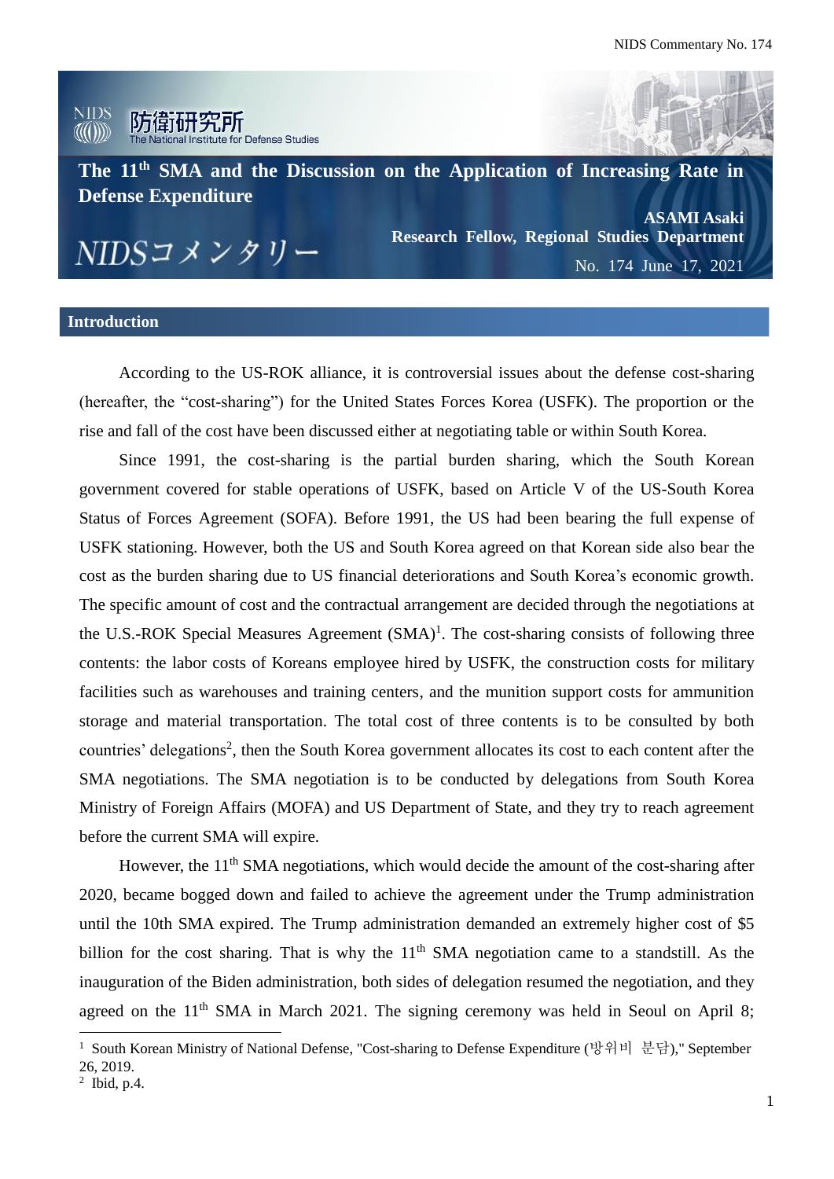NIDS 防衛研究所 The National Institute for Defense Studies

# The 11th SMA and the Discussion on the Application of Increasing Rate in Defense Expenditure

**ASAMI Asaki**
**Research Fellow, Regional Studies Department**

NIDSコメンタリー No. 174 June 17, 2021

## Introduction

According to the US-ROK alliance, it is controversial issues about the defense cost-sharing (hereafter, the "cost-sharing") for the United States Forces Korea (USFK). The proportion or the rise and fall of the cost have been discussed either at negotiating table or within South Korea.

Since 1991, the cost-sharing is the partial burden sharing, which the South Korean government covered for stable operations of USFK, based on Article V of the US-South Korea Status of Forces Agreement (SOFA). Before 1991, the US had been bearing the full expense of USFK stationing. However, both the US and South Korea agreed on that Korean side also bear the cost as the burden sharing due to US financial deteriorations and South Korea's economic growth. The specific amount of cost and the contractual arrangement are decided through the negotiations at the U.S.-ROK Special Measures Agreement (SMA)[1]. The cost-sharing consists of following three contents: the labor costs of Koreans employee hired by USFK, the construction costs for military facilities such as warehouses and training centers, and the munition support costs for ammunition storage and material transportation. The total cost of three contents is to be consulted by both countries' delegations[2], then the South Korea government allocates its cost to each content after the SMA negotiations. The SMA negotiation is to be conducted by delegations from South Korea Ministry of Foreign Affairs (MOFA) and US Department of State, and they try to reach agreement before the current SMA will expire.

However, the 11th SMA negotiations, which would decide the amount of the cost-sharing after 2020, became bogged down and failed to achieve the agreement under the Trump administration until the 10th SMA expired. The Trump administration demanded an extremely higher cost of $5 billion for the cost sharing. That is why the 11th SMA negotiation came to a standstill. As the inauguration of the Biden administration, both sides of delegation resumed the negotiation, and they agreed on the 11th SMA in March 2021. The signing ceremony was held in Seoul on April 8;

---

[1] South Korean Ministry of National Defense, "Cost-sharing to Defense Expenditure (방위비 분담)," September 26, 2019.

[2] Ibid, p.4.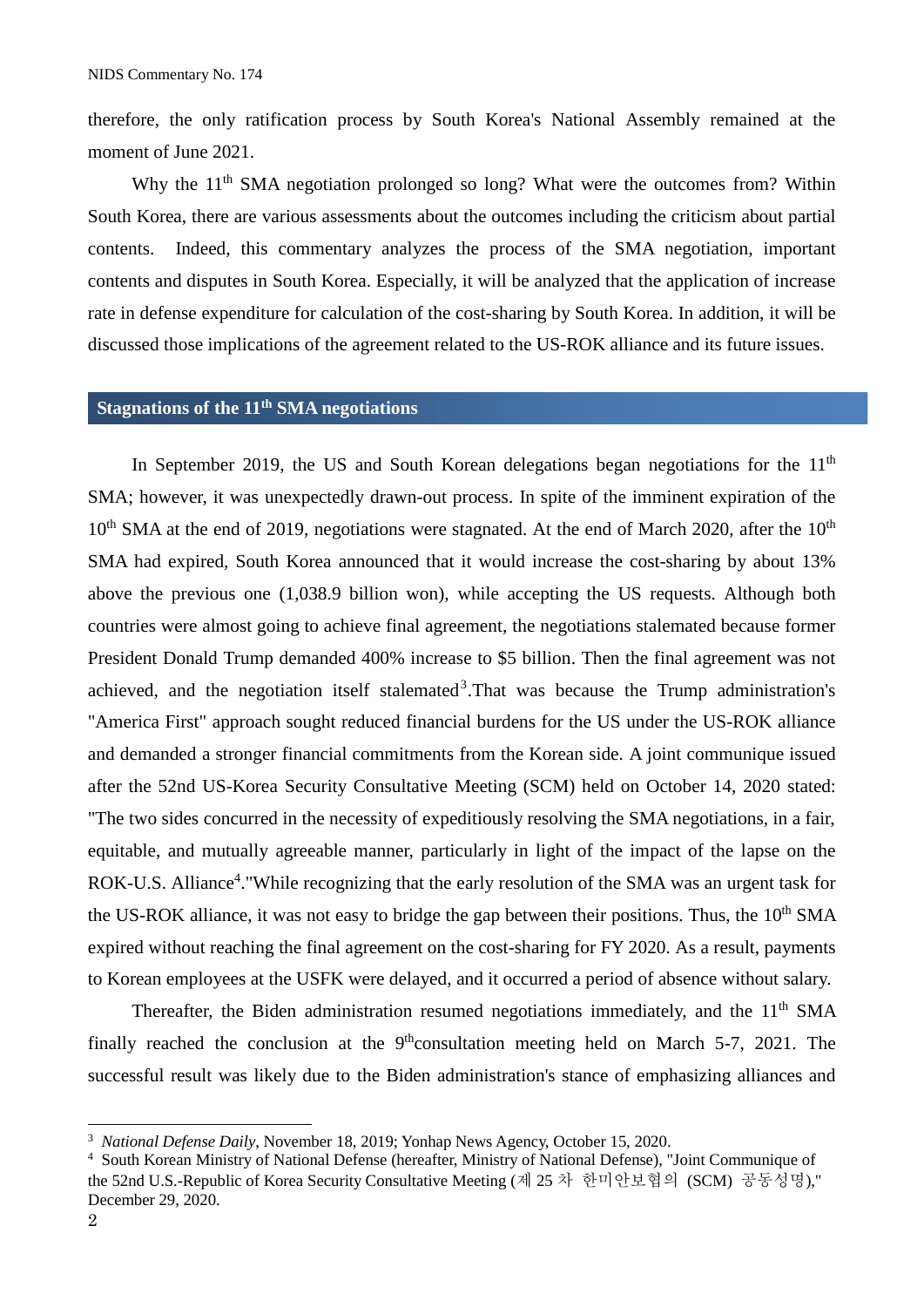therefore, the only ratification process by South Korea's National Assembly remained at the moment of June 2021.

Why the 11th SMA negotiation prolonged so long? What were the outcomes from? Within South Korea, there are various assessments about the outcomes including the criticism about partial contents. Indeed, this commentary analyzes the process of the SMA negotiation, important contents and disputes in South Korea. Especially, it will be analyzed that the application of increase rate in defense expenditure for calculation of the cost-sharing by South Korea. In addition, it will be discussed those implications of the agreement related to the US-ROK alliance and its future issues.

## Stagnations of the 11th SMA negotiations

In September 2019, the US and South Korean delegations began negotiations for the 11th SMA; however, it was unexpectedly drawn-out process. In spite of the imminent expiration of the 10th SMA at the end of 2019, negotiations were stagnated. At the end of March 2020, after the 10th SMA had expired, South Korea announced that it would increase the cost-sharing by about 13% above the previous one (1,038.9 billion won), while accepting the US requests. Although both countries were almost going to achieve final agreement, the negotiations stalemated because former President Donald Trump demanded 400% increase to $5 billion. Then the final agreement was not achieved, and the negotiation itself stalemated[3].That was because the Trump administration's "America First" approach sought reduced financial burdens for the US under the US-ROK alliance and demanded a stronger financial commitments from the Korean side. A joint communique issued after the 52nd US-Korea Security Consultative Meeting (SCM) held on October 14, 2020 stated: "The two sides concurred in the necessity of expeditiously resolving the SMA negotiations, in a fair, equitable, and mutually agreeable manner, particularly in light of the impact of the lapse on the ROK-U.S. Alliance[4]."While recognizing that the early resolution of the SMA was an urgent task for the US-ROK alliance, it was not easy to bridge the gap between their positions. Thus, the 10th SMA expired without reaching the final agreement on the cost-sharing for FY 2020. As a result, payments to Korean employees at the USFK were delayed, and it occurred a period of absence without salary.

Thereafter, the Biden administration resumed negotiations immediately, and the 11th SMA finally reached the conclusion at the 9th consultation meeting held on March 5-7, 2021. The successful result was likely due to the Biden administration's stance of emphasizing alliances and

---

[3] *National Defense Daily*, November 18, 2019; Yonhap News Agency, October 15, 2020.

[4] South Korean Ministry of National Defense (hereafter, Ministry of National Defense), "Joint Communique of the 52nd U.S.-Republic of Korea Security Consultative Meeting (제 25 차 한미안보협의 (SCM) 공동성명)," December 29, 2020.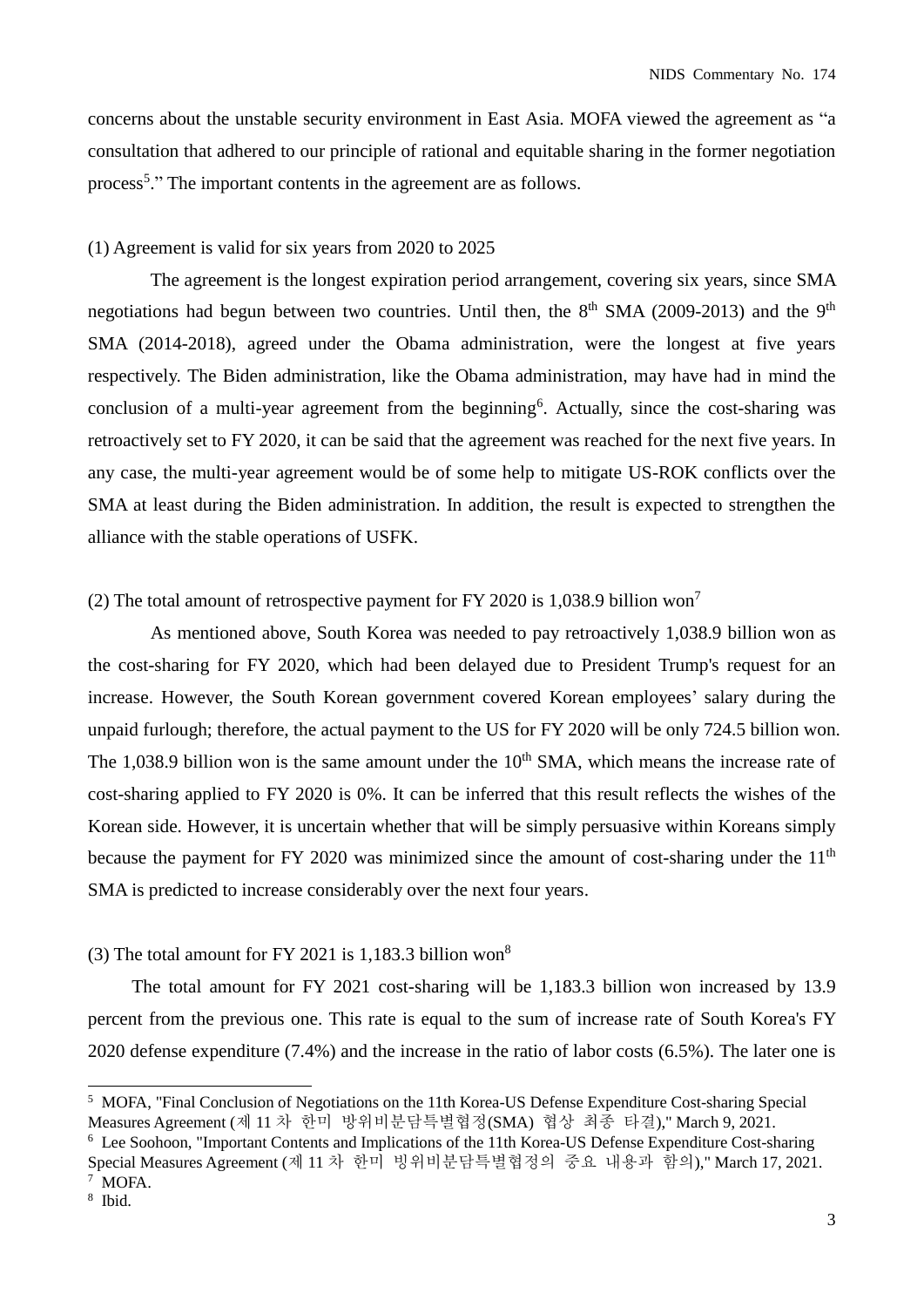concerns about the unstable security environment in East Asia. MOFA viewed the agreement as "a consultation that adhered to our principle of rational and equitable sharing in the former negotiation process[5]." The important contents in the agreement are as follows.

(1) Agreement is valid for six years from 2020 to 2025

The agreement is the longest expiration period arrangement, covering six years, since SMA negotiations had begun between two countries. Until then, the 8th SMA (2009-2013) and the 9th SMA (2014-2018), agreed under the Obama administration, were the longest at five years respectively. The Biden administration, like the Obama administration, may have had in mind the conclusion of a multi-year agreement from the beginning[6]. Actually, since the cost-sharing was retroactively set to FY 2020, it can be said that the agreement was reached for the next five years. In any case, the multi-year agreement would be of some help to mitigate US-ROK conflicts over the SMA at least during the Biden administration. In addition, the result is expected to strengthen the alliance with the stable operations of USFK.

(2) The total amount of retrospective payment for FY 2020 is 1,038.9 billion won[7]

As mentioned above, South Korea was needed to pay retroactively 1,038.9 billion won as the cost-sharing for FY 2020, which had been delayed due to President Trump's request for an increase. However, the South Korean government covered Korean employees' salary during the unpaid furlough; therefore, the actual payment to the US for FY 2020 will be only 724.5 billion won. The 1,038.9 billion won is the same amount under the 10th SMA, which means the increase rate of cost-sharing applied to FY 2020 is 0%. It can be inferred that this result reflects the wishes of the Korean side. However, it is uncertain whether that will be simply persuasive within Koreans simply because the payment for FY 2020 was minimized since the amount of cost-sharing under the 11th SMA is predicted to increase considerably over the next four years.

(3) The total amount for FY 2021 is 1,183.3 billion won[8]

The total amount for FY 2021 cost-sharing will be 1,183.3 billion won increased by 13.9 percent from the previous one. This rate is equal to the sum of increase rate of South Korea's FY 2020 defense expenditure (7.4%) and the increase in the ratio of labor costs (6.5%). The later one is

---

[5] MOFA, "Final Conclusion of Negotiations on the 11th Korea-US Defense Expenditure Cost-sharing Special Measures Agreement (제 11 차 한미 방위비분담특별협정(SMA) 협상 최종 타결)," March 9, 2021.

[6] Lee Soohoon, "Important Contents and Implications of the 11th Korea-US Defense Expenditure Cost-sharing Special Measures Agreement (제 11 차 한미 방위비분담특별협정의 중요 내용과 함의)," March 17, 2021.

[7] MOFA.

[8] Ibid.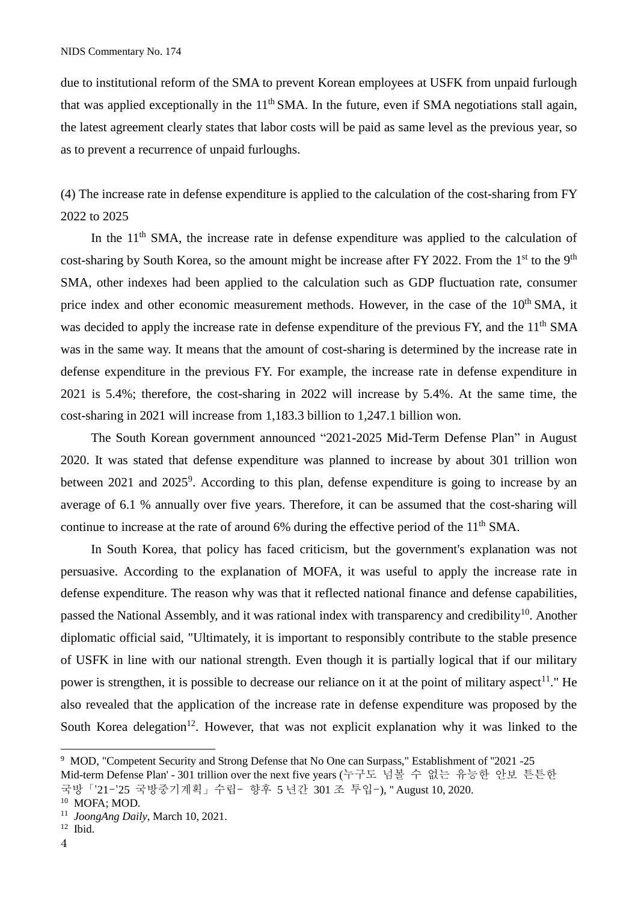due to institutional reform of the SMA to prevent Korean employees at USFK from unpaid furlough that was applied exceptionally in the 11th SMA. In the future, even if SMA negotiations stall again, the latest agreement clearly states that labor costs will be paid as same level as the previous year, so as to prevent a recurrence of unpaid furloughs.

(4) The increase rate in defense expenditure is applied to the calculation of the cost-sharing from FY 2022 to 2025

In the 11th SMA, the increase rate in defense expenditure was applied to the calculation of cost-sharing by South Korea, so the amount might be increase after FY 2022. From the 1st to the 9th SMA, other indexes had been applied to the calculation such as GDP fluctuation rate, consumer price index and other economic measurement methods. However, in the case of the 10th SMA, it was decided to apply the increase rate in defense expenditure of the previous FY, and the 11th SMA was in the same way. It means that the amount of cost-sharing is determined by the increase rate in defense expenditure in the previous FY. For example, the increase rate in defense expenditure in 2021 is 5.4%; therefore, the cost-sharing in 2022 will increase by 5.4%. At the same time, the cost-sharing in 2021 will increase from 1,183.3 billion to 1,247.1 billion won.

The South Korean government announced "2021-2025 Mid-Term Defense Plan" in August 2020. It was stated that defense expenditure was planned to increase by about 301 trillion won between 2021 and 2025[9]. According to this plan, defense expenditure is going to increase by an average of 6.1 % annually over five years. Therefore, it can be assumed that the cost-sharing will continue to increase at the rate of around 6% during the effective period of the 11th SMA.

In South Korea, that policy has faced criticism, but the government's explanation was not persuasive. According to the explanation of MOFA, it was useful to apply the increase rate in defense expenditure. The reason why was that it reflected national finance and defense capabilities, passed the National Assembly, and it was rational index with transparency and credibility[10]. Another diplomatic official said, "Ultimately, it is important to responsibly contribute to the stable presence of USFK in line with our national strength. Even though it is partially logical that if our military power is strengthen, it is possible to decrease our reliance on it at the point of military aspect[11]." He also revealed that the application of the increase rate in defense expenditure was proposed by the South Korea delegation[12]. However, that was not explicit explanation why it was linked to the

---

[9] MOD, "Competent Security and Strong Defense that No One can Surpass," Establishment of "2021 -25 Mid-term Defense Plan' - 301 trillion over the next five years (누구도 넘볼 수 없는 유능한 안보 튼튼한 국방「'21-'25 국방중기계획」수립- 향후 5 년간 301 조 투입-), " August 10, 2020.

[10] MOFA; MOD.

[11] *JoongAng Daily*, March 10, 2021.

[12] Ibid.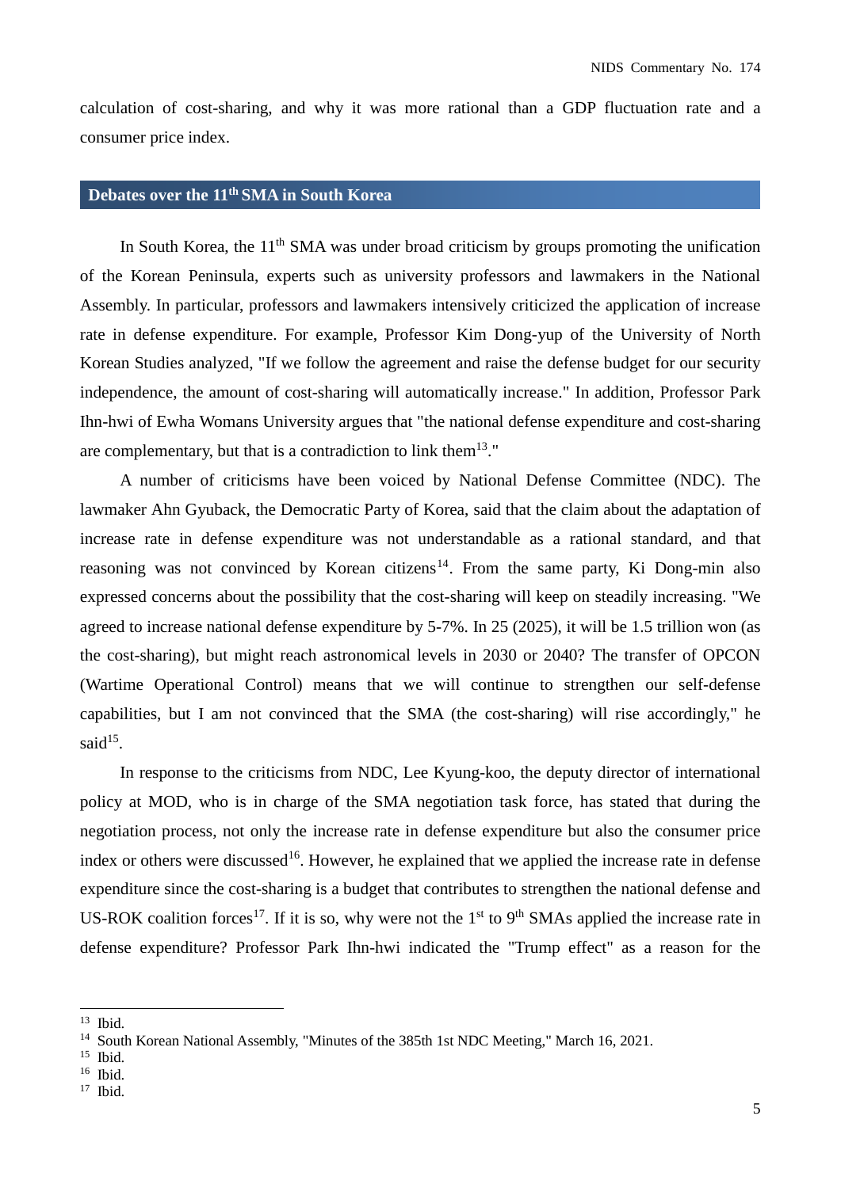calculation of cost-sharing, and why it was more rational than a GDP fluctuation rate and a consumer price index.

## Debates over the 11th SMA in South Korea

In South Korea, the 11th SMA was under broad criticism by groups promoting the unification of the Korean Peninsula, experts such as university professors and lawmakers in the National Assembly. In particular, professors and lawmakers intensively criticized the application of increase rate in defense expenditure. For example, Professor Kim Dong-yup of the University of North Korean Studies analyzed, "If we follow the agreement and raise the defense budget for our security independence, the amount of cost-sharing will automatically increase." In addition, Professor Park Ihn-hwi of Ewha Womans University argues that "the national defense expenditure and cost-sharing are complementary, but that is a contradiction to link them[13]."

A number of criticisms have been voiced by National Defense Committee (NDC). The lawmaker Ahn Gyuback, the Democratic Party of Korea, said that the claim about the adaptation of increase rate in defense expenditure was not understandable as a rational standard, and that reasoning was not convinced by Korean citizens[14]. From the same party, Ki Dong-min also expressed concerns about the possibility that the cost-sharing will keep on steadily increasing. "We agreed to increase national defense expenditure by 5-7%. In 25 (2025), it will be 1.5 trillion won (as the cost-sharing), but might reach astronomical levels in 2030 or 2040? The transfer of OPCON (Wartime Operational Control) means that we will continue to strengthen our self-defense capabilities, but I am not convinced that the SMA (the cost-sharing) will rise accordingly," he said[15].

In response to the criticisms from NDC, Lee Kyung-koo, the deputy director of international policy at MOD, who is in charge of the SMA negotiation task force, has stated that during the negotiation process, not only the increase rate in defense expenditure but also the consumer price index or others were discussed[16]. However, he explained that we applied the increase rate in defense expenditure since the cost-sharing is a budget that contributes to strengthen the national defense and US-ROK coalition forces[17]. If it is so, why were not the 1st to 9th SMAs applied the increase rate in defense expenditure? Professor Park Ihn-hwi indicated the "Trump effect" as a reason for the

---

[13] Ibid.

[14] South Korean National Assembly, "Minutes of the 385th 1st NDC Meeting," March 16, 2021.

[15] Ibid.

[16] Ibid.

[17] Ibid.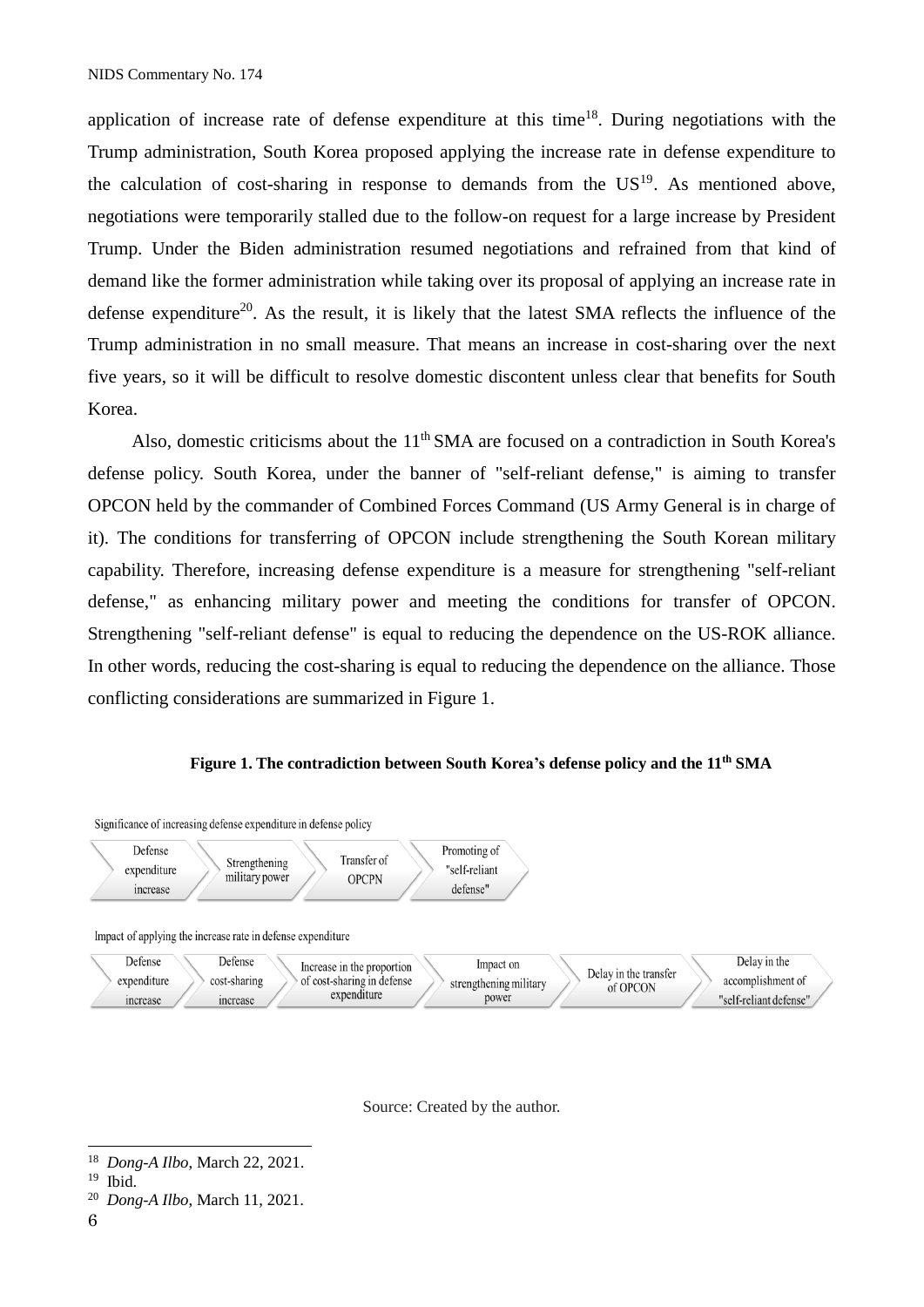application of increase rate of defense expenditure at this time[18]. During negotiations with the Trump administration, South Korea proposed applying the increase rate in defense expenditure to the calculation of cost-sharing in response to demands from the US[19]. As mentioned above, negotiations were temporarily stalled due to the follow-on request for a large increase by President Trump. Under the Biden administration resumed negotiations and refrained from that kind of demand like the former administration while taking over its proposal of applying an increase rate in defense expenditure[20]. As the result, it is likely that the latest SMA reflects the influence of the Trump administration in no small measure. That means an increase in cost-sharing over the next five years, so it will be difficult to resolve domestic discontent unless clear that benefits for South Korea.

Also, domestic criticisms about the 11th SMA are focused on a contradiction in South Korea's defense policy. South Korea, under the banner of "self-reliant defense," is aiming to transfer OPCON held by the commander of Combined Forces Command (US Army General is in charge of it). The conditions for transferring of OPCON include strengthening the South Korean military capability. Therefore, increasing defense expenditure is a measure for strengthening "self-reliant defense," as enhancing military power and meeting the conditions for transfer of OPCON. Strengthening "self-reliant defense" is equal to reducing the dependence on the US-ROK alliance. In other words, reducing the cost-sharing is equal to reducing the dependence on the alliance. Those conflicting considerations are summarized in Figure 1.

**Figure 1. The contradiction between South Korea's defense policy and the 11th SMA**

Significance of increasing defense expenditure in defense policy

Defense expenditure increase → Strengthening military power → Transfer of OPCPN → Promoting of "self-reliant defense"

Impact of applying the increase rate in defense expenditure

Defense expenditure increase → Defense cost-sharing increase → Increase in the proportion of cost-sharing in defense expenditure → Impact on strengthening military power → Delay in the transfer of OPCON → Delay in the accomplishment of "self-reliant defense"

Source: Created by the author.

---

[18] *Dong-A Ilbo*, March 22, 2021.

[19] Ibid.

[20] *Dong-A Ilbo*, March 11, 2021.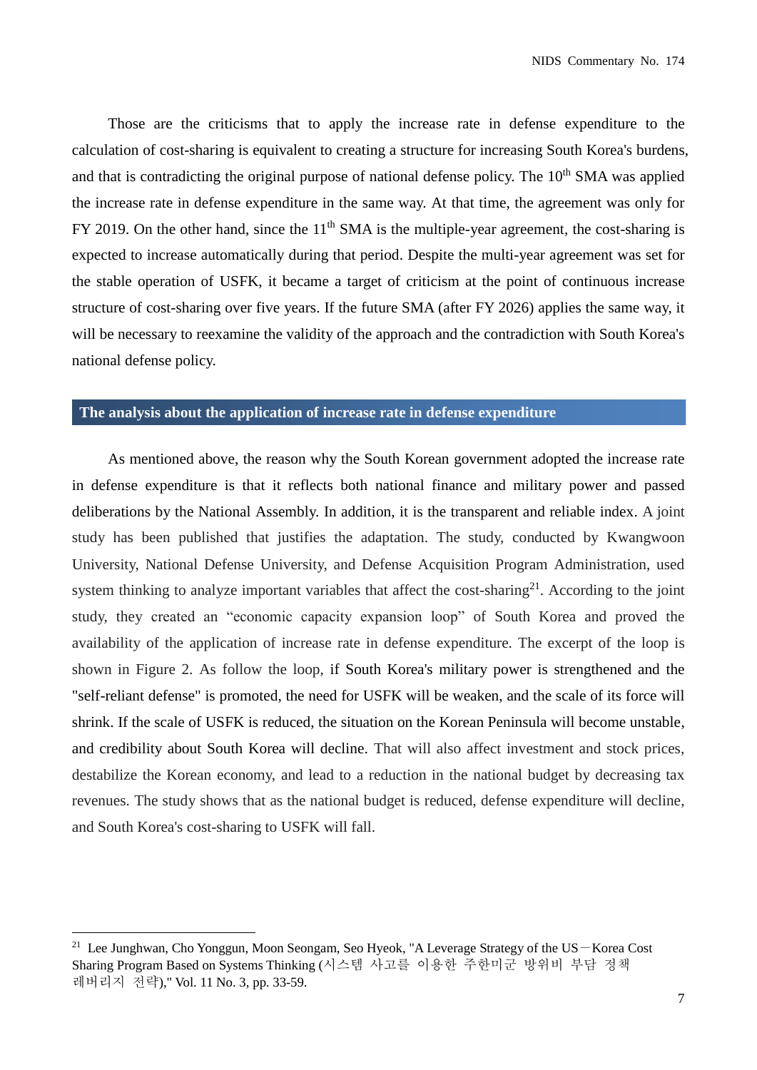Those are the criticisms that to apply the increase rate in defense expenditure to the calculation of cost-sharing is equivalent to creating a structure for increasing South Korea's burdens, and that is contradicting the original purpose of national defense policy. The 10th SMA was applied the increase rate in defense expenditure in the same way. At that time, the agreement was only for FY 2019. On the other hand, since the 11th SMA is the multiple-year agreement, the cost-sharing is expected to increase automatically during that period. Despite the multi-year agreement was set for the stable operation of USFK, it became a target of criticism at the point of continuous increase structure of cost-sharing over five years. If the future SMA (after FY 2026) applies the same way, it will be necessary to reexamine the validity of the approach and the contradiction with South Korea's national defense policy.

## The analysis about the application of increase rate in defense expenditure

As mentioned above, the reason why the South Korean government adopted the increase rate in defense expenditure is that it reflects both national finance and military power and passed deliberations by the National Assembly. In addition, it is the transparent and reliable index. A joint study has been published that justifies the adaptation. The study, conducted by Kwangwoon University, National Defense University, and Defense Acquisition Program Administration, used system thinking to analyze important variables that affect the cost-sharing[21]. According to the joint study, they created an "economic capacity expansion loop" of South Korea and proved the availability of the application of increase rate in defense expenditure. The excerpt of the loop is shown in Figure 2. As follow the loop, if South Korea's military power is strengthened and the "self-reliant defense" is promoted, the need for USFK will be weaken, and the scale of its force will shrink. If the scale of USFK is reduced, the situation on the Korean Peninsula will become unstable, and credibility about South Korea will decline. That will also affect investment and stock prices, destabilize the Korean economy, and lead to a reduction in the national budget by decreasing tax revenues. The study shows that as the national budget is reduced, defense expenditure will decline, and South Korea's cost-sharing to USFK will fall.

---

[21] Lee Junghwan, Cho Yonggun, Moon Seongam, Seo Hyeok, "A Leverage Strategy of the US－Korea Cost Sharing Program Based on Systems Thinking (시스템 사고를 이용한 주한미군 방위비 부담 정책 레버리지 전략)," Vol. 11 No. 3, pp. 33-59.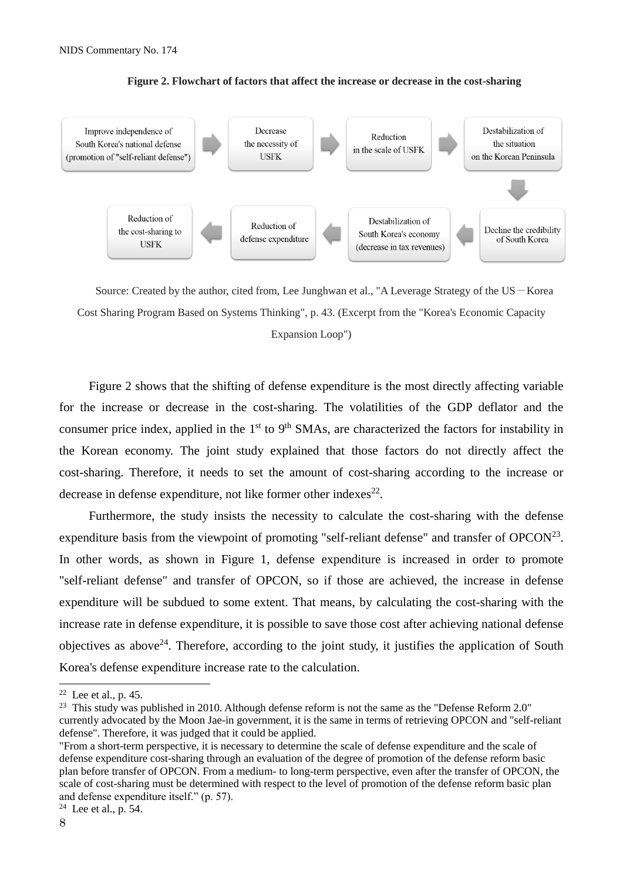**Figure 2. Flowchart of factors that affect the increase or decrease in the cost-sharing**

Improve independence of South Korea's national defense (promotion of "self-reliant defense") → Decrease the necessity of USFK → Reduction in the scale of USFK → Destabilization of the situation on the Korean Peninsula → Decline the credibility of South Korea → Destabilization of South Korea's economy (decrease in tax revenues) → Reduction of defense expenditure → Reduction of the cost-sharing to USFK

Source: Created by the author, cited from, Lee Junghwan et al., "A Leverage Strategy of the US－Korea Cost Sharing Program Based on Systems Thinking", p. 43. (Excerpt from the "Korea's Economic Capacity Expansion Loop")

Figure 2 shows that the shifting of defense expenditure is the most directly affecting variable for the increase or decrease in the cost-sharing. The volatilities of the GDP deflator and the consumer price index, applied in the 1st to 9th SMAs, are characterized the factors for instability in the Korean economy. The joint study explained that those factors do not directly affect the cost-sharing. Therefore, it needs to set the amount of cost-sharing according to the increase or decrease in defense expenditure, not like former other indexes[22].

Furthermore, the study insists the necessity to calculate the cost-sharing with the defense expenditure basis from the viewpoint of promoting "self-reliant defense" and transfer of OPCON[23]. In other words, as shown in Figure 1, defense expenditure is increased in order to promote "self-reliant defense" and transfer of OPCON, so if those are achieved, the increase in defense expenditure will be subdued to some extent. That means, by calculating the cost-sharing with the increase rate in defense expenditure, it is possible to save those cost after achieving national defense objectives as above[24]. Therefore, according to the joint study, it justifies the application of South Korea's defense expenditure increase rate to the calculation.

---

[22] Lee et al., p. 45.

[23] This study was published in 2010. Although defense reform is not the same as the "Defense Reform 2.0" currently advocated by the Moon Jae-in government, it is the same in terms of retrieving OPCON and "self-reliant defense". Therefore, it was judged that it could be applied.

"From a short-term perspective, it is necessary to determine the scale of defense expenditure and the scale of defense expenditure cost-sharing through an evaluation of the degree of promotion of the defense reform basic plan before transfer of OPCON. From a medium- to long-term perspective, even after the transfer of OPCON, the scale of cost-sharing must be determined with respect to the level of promotion of the defense reform basic plan and defense expenditure itself." (p. 57).

[24] Lee et al., p. 54.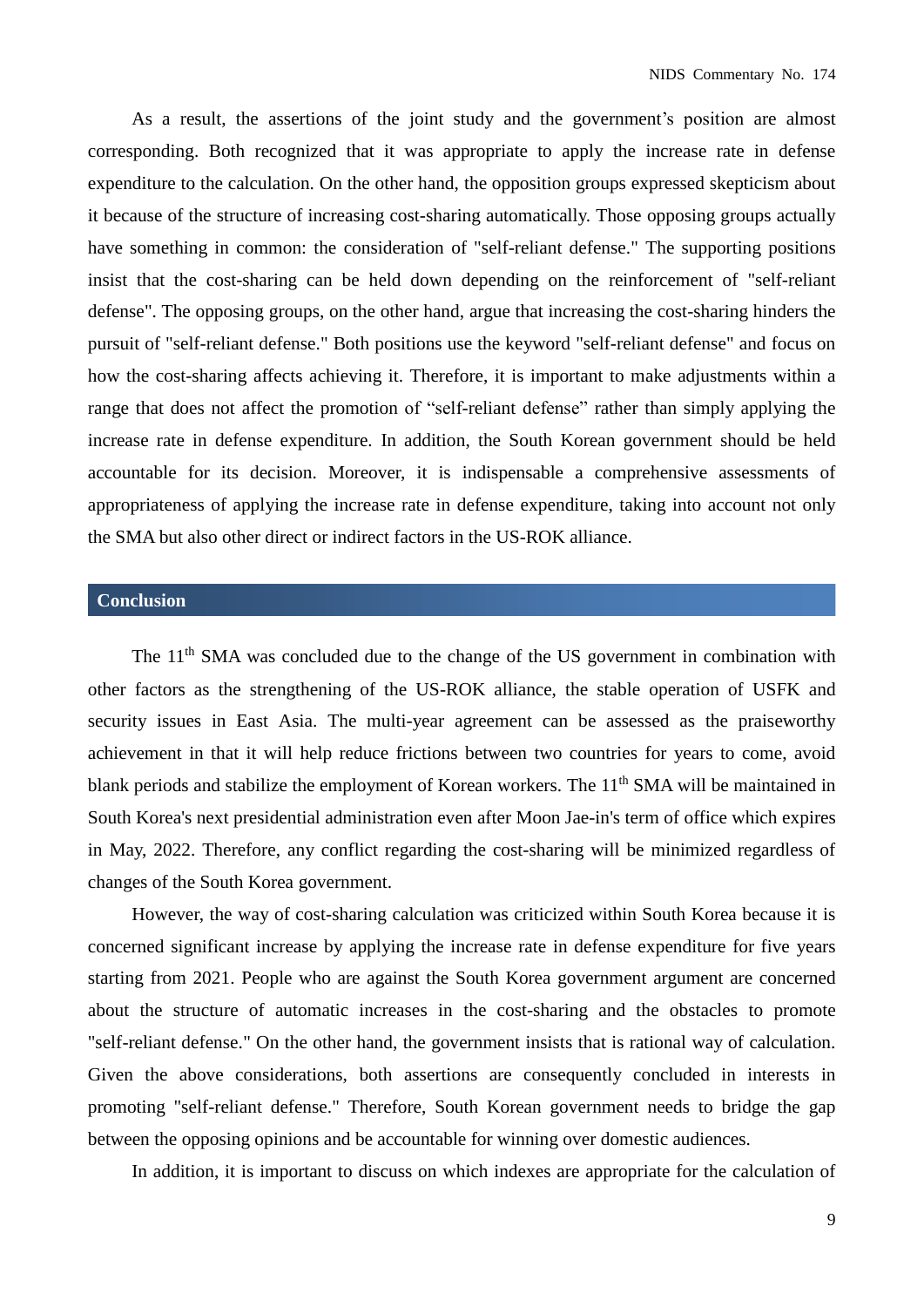As a result, the assertions of the joint study and the government's position are almost corresponding. Both recognized that it was appropriate to apply the increase rate in defense expenditure to the calculation. On the other hand, the opposition groups expressed skepticism about it because of the structure of increasing cost-sharing automatically. Those opposing groups actually have something in common: the consideration of "self-reliant defense." The supporting positions insist that the cost-sharing can be held down depending on the reinforcement of "self-reliant defense". The opposing groups, on the other hand, argue that increasing the cost-sharing hinders the pursuit of "self-reliant defense." Both positions use the keyword "self-reliant defense" and focus on how the cost-sharing affects achieving it. Therefore, it is important to make adjustments within a range that does not affect the promotion of "self-reliant defense" rather than simply applying the increase rate in defense expenditure. In addition, the South Korean government should be held accountable for its decision. Moreover, it is indispensable a comprehensive assessments of appropriateness of applying the increase rate in defense expenditure, taking into account not only the SMA but also other direct or indirect factors in the US-ROK alliance.

## Conclusion

The 11th SMA was concluded due to the change of the US government in combination with other factors as the strengthening of the US-ROK alliance, the stable operation of USFK and security issues in East Asia. The multi-year agreement can be assessed as the praiseworthy achievement in that it will help reduce frictions between two countries for years to come, avoid blank periods and stabilize the employment of Korean workers. The 11th SMA will be maintained in South Korea's next presidential administration even after Moon Jae-in's term of office which expires in May, 2022. Therefore, any conflict regarding the cost-sharing will be minimized regardless of changes of the South Korea government.

However, the way of cost-sharing calculation was criticized within South Korea because it is concerned significant increase by applying the increase rate in defense expenditure for five years starting from 2021. People who are against the South Korea government argument are concerned about the structure of automatic increases in the cost-sharing and the obstacles to promote "self-reliant defense." On the other hand, the government insists that is rational way of calculation. Given the above considerations, both assertions are consequently concluded in interests in promoting "self-reliant defense." Therefore, South Korean government needs to bridge the gap between the opposing opinions and be accountable for winning over domestic audiences.

In addition, it is important to discuss on which indexes are appropriate for the calculation of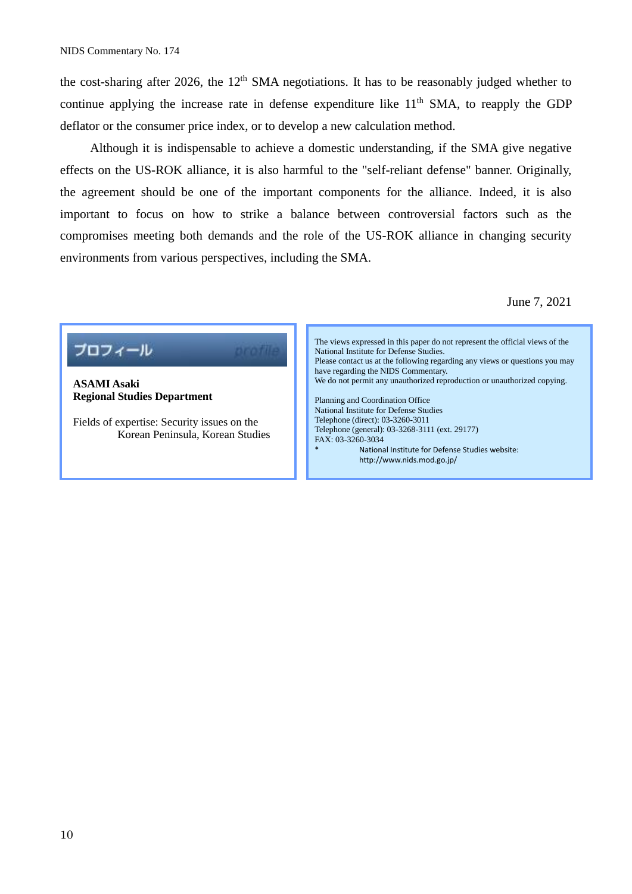the cost-sharing after 2026, the 12th SMA negotiations. It has to be reasonably judged whether to continue applying the increase rate in defense expenditure like 11th SMA, to reapply the GDP deflator or the consumer price index, or to develop a new calculation method.

Although it is indispensable to achieve a domestic understanding, if the SMA give negative effects on the US-ROK alliance, it is also harmful to the "self-reliant defense" banner. Originally, the agreement should be one of the important components for the alliance. Indeed, it is also important to focus on how to strike a balance between controversial factors such as the compromises meeting both demands and the role of the US-ROK alliance in changing security environments from various perspectives, including the SMA.

June 7, 2021

プロフィール profile

**ASAMI Asaki**
**Regional Studies Department**

Fields of expertise: Security issues on the Korean Peninsula, Korean Studies

The views expressed in this paper do not represent the official views of the National Institute for Defense Studies.
Please contact us at the following regarding any views or questions you may have regarding the NIDS Commentary.
We do not permit any unauthorized reproduction or unauthorized copying.

Planning and Coordination Office
National Institute for Defense Studies
Telephone (direct): 03-3260-3011
Telephone (general): 03-3268-3111 (ext. 29177)
FAX: 03-3260-3034
* National Institute for Defense Studies website: http://www.nids.mod.go.jp/